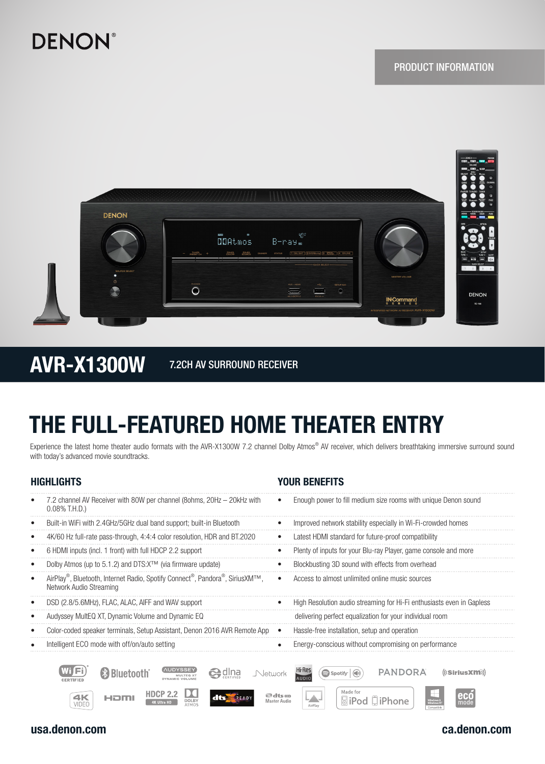DENON

PRODUCT INFORMATION

# AVR-X1300W

7.2CH AV SURROUND RECEIVER

## THE FULL-FEATURED HOME THEATER ENTRY

Experience the latest home theater audio formats with the AVR-X1300W 7.2 channel Dolby Atmos® AV receiver, which delivers breathtaking immersive surround sound with today's advanced movie soundtracks.

| HIGHLIGHTS | YOUR BENEFITS |
|---|---|
| 7.2 channel AV Receiver with 80W per channel (8ohms, 20Hz – 20kHz with 0.08% T.H.D.) | Enough power to fill medium size rooms with unique Denon sound |
| Built-in WiFi with 2.4GHz/5GHz dual band support; built-in Bluetooth | Improved network stability especially in Wi-Fi-crowded homes |
| 4K/60 Hz full-rate pass-through, 4:4:4 color resolution, HDR and BT.2020 | Latest HDMI standard for future-proof compatibility |
| 6 HDMI inputs (incl. 1 front) with full HDCP 2.2 support | Plenty of inputs for your Blu-ray Player, game console and more |
| Dolby Atmos (up to 5.1.2) and DTS:X™ (via firmware update) | Blockbusting 3D sound with effects from overhead |
| AirPlay®, Bluetooth, Internet Radio, Spotify Connect®, Pandora®, SiriusXM™, Network Audio Streaming | Access to almost unlimited online music sources |
| DSD (2.8/5.6MHz), FLAC, ALAC, AIFF and WAV support | High Resolution audio streaming for Hi-Fi enthusiasts even in Gapless |
| Audyssey MultEQ XT, Dynamic Volume and Dynamic EQ | delivering perfect equalization for your individual room |
| Color-coded speaker terminals, Setup Assistant, Denon 2016 AVR Remote App | Hassle-free installation, setup and operation |
| Intelligent ECO mode with off/on/auto setting | Energy-conscious without compromising on performance |

usa.denon.com

ca.denon.com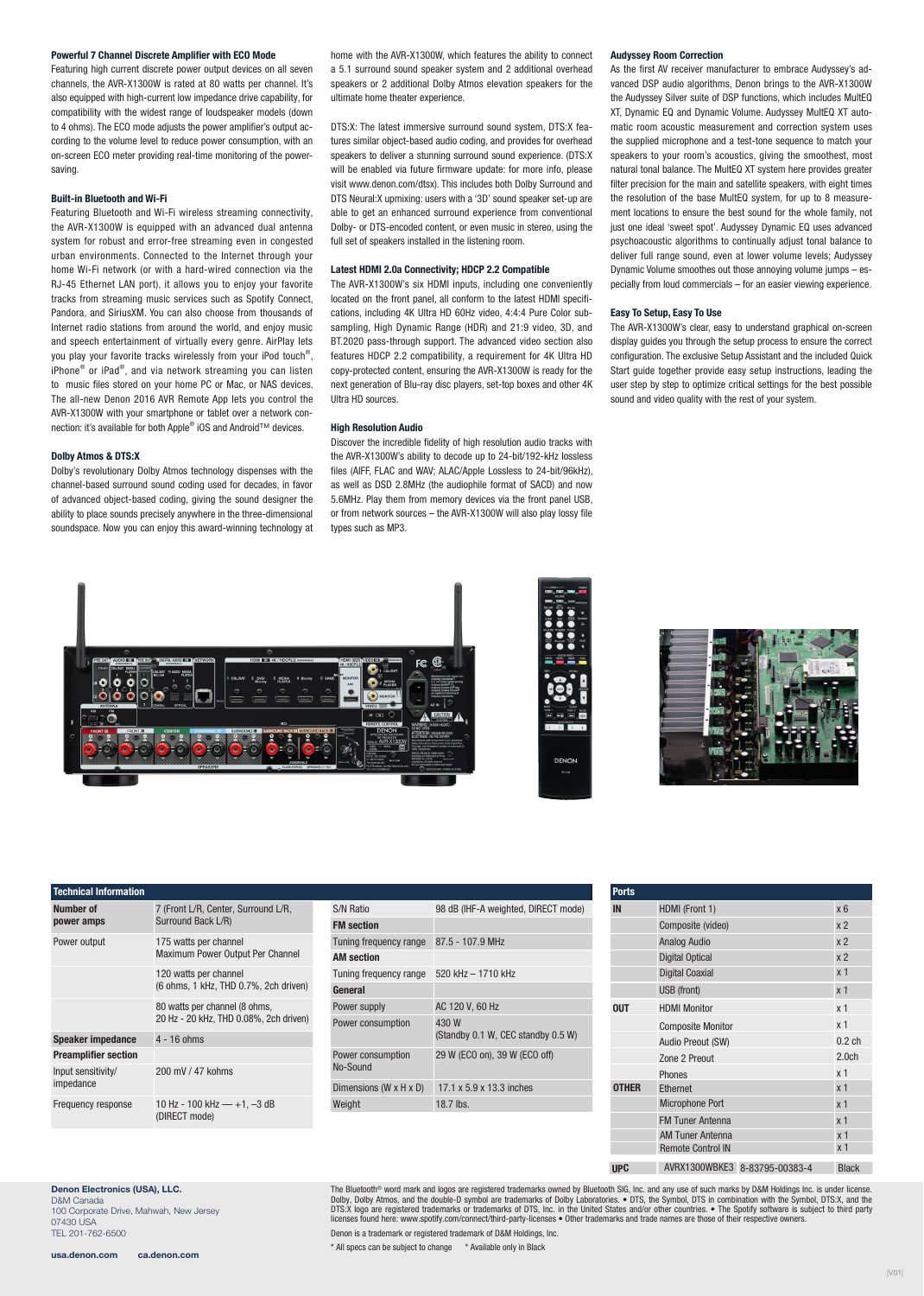#### Powerful 7 Channel Discrete Amplifier with ECO Mode

Featuring high current discrete power output devices on all seven channels, the AVR-X1300W is rated at 80 watts per channel. It's also equipped with high-current low impedance drive capability, for compatibility with the widest range of loudspeaker models (down to 4 ohms). The ECO mode adjusts the power amplifier's output according to the volume level to reduce power consumption, with an on-screen ECO meter providing real-time monitoring of the power-saving.

#### Built-in Bluetooth and Wi-Fi

Featuring Bluetooth and Wi-Fi wireless streaming connectivity, the AVR-X1300W is equipped with an advanced dual antenna system for robust and error-free streaming even in congested urban environments. Connected to the Internet through your home Wi-Fi network (or with a hard-wired connection via the RJ-45 Ethernet LAN port), it allows you to enjoy your favorite tracks from streaming music services such as Spotify Connect, Pandora, and SiriusXM. You can also choose from thousands of Internet radio stations from around the world, and enjoy music and speech entertainment of virtually every genre. AirPlay lets you play your favorite tracks wirelessly from your iPod touch®, iPhone® or iPad®, and via network streaming you can listen to music files stored on your home PC or Mac, or NAS devices. The all-new Denon 2016 AVR Remote App lets you control the AVR-X1300W with your smartphone or tablet over a network connection: it's available for both Apple® iOS and Android™ devices.

#### Dolby Atmos & DTS:X

Dolby's revolutionary Dolby Atmos technology dispenses with the channel-based surround sound coding used for decades, in favor of advanced object-based coding, giving the sound designer the ability to place sounds precisely anywhere in the three-dimensional soundspace. Now you can enjoy this award-winning technology at home with the AVR-X1300W, which features the ability to connect a 5.1 surround sound speaker system and 2 additional overhead speakers or 2 additional Dolby Atmos elevation speakers for the ultimate home theater experience.

DTS:X: The latest immersive surround sound system, DTS:X features similar object-based audio coding, and provides for overhead speakers to deliver a stunning surround sound experience. (DTS:X will be enabled via future firmware update: for more info, please visit www.denon.com/dtsx). This includes both Dolby Surround and DTS Neural:X upmixing: users with a '3D' sound speaker set-up are able to get an enhanced surround experience from conventional Dolby- or DTS-encoded content, or even music in stereo, using the full set of speakers installed in the listening room.

#### Latest HDMI 2.0a Connectivity; HDCP 2.2 Compatible

The AVR-X1300W's six HDMI inputs, including one conveniently located on the front panel, all conform to the latest HDMI specifications, including 4K Ultra HD 60Hz video, 4:4:4 Pure Color subsampling, High Dynamic Range (HDR) and 21:9 video, 3D, and BT.2020 pass-through support. The advanced video section also features HDCP 2.2 compatibility, a requirement for 4K Ultra HD copy-protected content, ensuring the AVR-X1300W is ready for the next generation of Blu-ray disc players, set-top boxes and other 4K Ultra HD sources.

#### High Resolution Audio

Discover the incredible fidelity of high resolution audio tracks with the AVR-X1300W's ability to decode up to 24-bit/192-kHz lossless files (AIFF, FLAC and WAV; ALAC/Apple Lossless to 24-bit/96kHz), as well as DSD 2.8MHz (the audiophile format of SACD) and now 5.6MHz. Play them from memory devices via the front panel USB, or from network sources – the AVR-X1300W will also play lossy file types such as MP3.

#### Audyssey Room Correction

As the first AV receiver manufacturer to embrace Audyssey's advanced DSP audio algorithms, Denon brings to the AVR-X1300W the Audyssey Silver suite of DSP functions, which includes MultEQ XT, Dynamic EQ and Dynamic Volume. Audyssey MultEQ XT automatic room acoustic measurement and correction system uses the supplied microphone and a test-tone sequence to match your speakers to your room's acoustics, giving the smoothest, most natural tonal balance. The MultEQ XT system here provides greater filter precision for the main and satellite speakers, with eight times the resolution of the base MultEQ system, for up to 8 measurement locations to ensure the best sound for the whole family, not just one ideal 'sweet spot'. Audyssey Dynamic EQ uses advanced psychoacoustic algorithms to continually adjust tonal balance to deliver full range sound, even at lower volume levels; Audyssey Dynamic Volume smoothes out those annoying volume jumps – especially from loud commercials – for an easier viewing experience.

#### Easy To Setup, Easy To Use

The AVR-X1300W's clear, easy to understand graphical on-screen display guides you through the setup process to ensure the correct configuration. The exclusive Setup Assistant and the included Quick Start guide together provide easy setup instructions, leading the user step by step to optimize critical settings for the best possible sound and video quality with the rest of your system.

#### Technical Information

| | |
|---|---|
| **Number of power amps** | 7 (Front L/R, Center, Surround L/R, Surround Back L/R) |
| Power output | 175 watts per channel Maximum Power Output Per Channel |
| | 120 watts per channel (6 ohms, 1 kHz, THD 0.7%, 2ch driven) |
| | 80 watts per channel (8 ohms, 20 Hz - 20 kHz, THD 0.08%, 2ch driven) |
| **Speaker impedance** | 4 - 16 ohms |
| **Preamplifier section** | |
| Input sensitivity/ impedance | 200 mV / 47 kohms |
| Frequency response | 10 Hz - 100 kHz — +1, –3 dB (DIRECT mode) |
| S/N Ratio | 98 dB (IHF-A weighted, DIRECT mode) |
| **FM section** | |
| Tuning frequency range | 87.5 - 107.9 MHz |
| **AM section** | |
| Tuning frequency range | 520 kHz – 1710 kHz |
| **General** | |
| Power supply | AC 120 V, 60 Hz |
| Power consumption | 430 W (Standby 0.1 W, CEC standby 0.5 W) |
| Power consumption No-Sound | 29 W (ECO on), 39 W (ECO off) |
| Dimensions (W x H x D) | 17.1 x 5.9 x 13.3 inches |
| Weight | 18.7 lbs. |

#### Ports

| | | |
|---|---|---|
| **IN** | HDMI (Front 1) | x 6 |
| | Composite (video) | x 2 |
| | Analog Audio | x 2 |
| | Digital Optical | x 2 |
| | Digital Coaxial | x 1 |
| | USB (front) | x 1 |
| **OUT** | HDMI Monitor | x 1 |
| | Composite Monitor | x 1 |
| | Audio Preout (SW) | 0.2 ch |
| | Zone 2 Preout | 2.0ch |
| | Phones | x 1 |
| **OTHER** | Ethernet | x 1 |
| | Microphone Port | x 1 |
| | FM Tuner Antenna | x 1 |
| | AM Tuner Antenna | x 1 |
| | Remote Control IN | x 1 |
| **UPC** | AVRX1300WBKE3 8-83795-00383-4 | Black |

**Denon Electronics (USA), LLC.**
D&M Canada
100 Corporate Drive, Mahwah, New Jersey
07430 USA
TEL 201-762-6500

**usa.denon.com** **ca.denon.com**

The Bluetooth® word mark and logos are registered trademarks owned by Bluetooth SIG, Inc. and any use of such marks by D&M Holdings Inc. is under license. Dolby, Dolby Atmos, and the double-D symbol are trademarks of Dolby Laboratories. • DTS, the Symbol, DTS in combination with the Symbol, DTS:X, and the DTS:X logo are registered trademarks or trademarks of DTS, Inc. in the United States and/or other countries. • The Spotify software is subject to third party licenses found here: www.spotify.com/connect/third-party-licenses • Other trademarks and trade names are those of their respective owners.

Denon is a trademark or registered trademark of D&M Holdings, Inc.

\* All specs can be subject to change \* Available only in Black